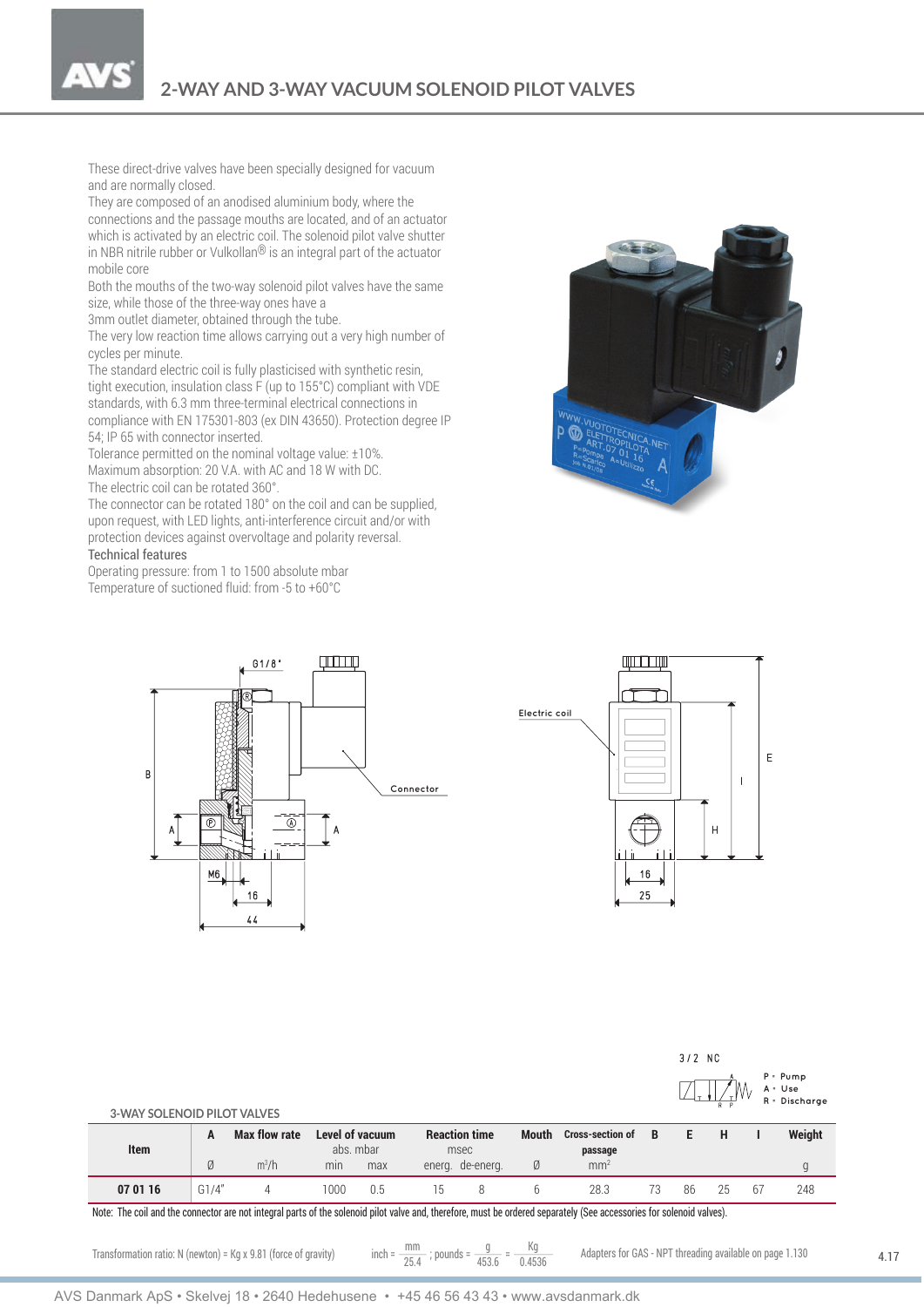# 2-WAY AND 3-WAY VACUUM SOLENOID PILOT VALVES

These direct-drive valves have been specially designed for vacuum and are normally closed.
They are composed of an anodised aluminium body, where the connections and the passage mouths are located, and of an actuator which is activated by an electric coil. The solenoid pilot valve shutter in NBR nitrile rubber or Vulkollan® is an integral part of the actuator mobile core
Both the mouths of the two-way solenoid pilot valves have the same size, while those of the three-way ones have a
3mm outlet diameter, obtained through the tube.
The very low reaction time allows carrying out a very high number of cycles per minute.
The standard electric coil is fully plasticised with synthetic resin, tight execution, insulation class F (up to 155°C) compliant with VDE standards, with 6.3 mm three-terminal electrical connections in compliance with EN 175301-803 (ex DIN 43650). Protection degree IP 54; IP 65 with connector inserted.
Tolerance permitted on the nominal voltage value: ±10%.
Maximum absorption: 20 V.A. with AC and 18 W with DC.
The electric coil can be rotated 360°.
The connector can be rotated 180° on the coil and can be supplied, upon request, with LED lights, anti-interference circuit and/or with protection devices against overvoltage and polarity reversal.

Technical features

Operating pressure: from 1 to 1500 absolute mbar
Temperature of suctioned fluid: from -5 to +60°C

3/2 NC

P - Pump
A - Use
R - Discharge

3-WAY SOLENOID PILOT VALVES

| Item | A | Max flow rate | Level of vacuum abs. mbar | | Reaction time msec | | Mouth | Cross-section of passage | B | E | H | I | Weight |
|---|---|---|---|---|---|---|---|---|---|---|---|---|---|
| | Ø | m³/h | min | max | energ. | de-energ. | Ø | mm² | | | | | g |
| **07 01 16** | G1/4" | 4 | 1000 | 0.5 | 15 | 8 | 6 | 28.3 | 73 | 86 | 25 | 67 | 248 |

Note: The coil and the connector are not integral parts of the solenoid pilot valve and, therefore, must be ordered separately (See accessories for solenoid valves).

Transformation ratio: N (newton) = Kg x 9.81 (force of gravity)

inch = $\frac{mm}{25.4}$ ; pounds = $\frac{g}{453.6}$ = $\frac{Kg}{0.4536}$

Adapters for GAS - NPT threading available on page 1.130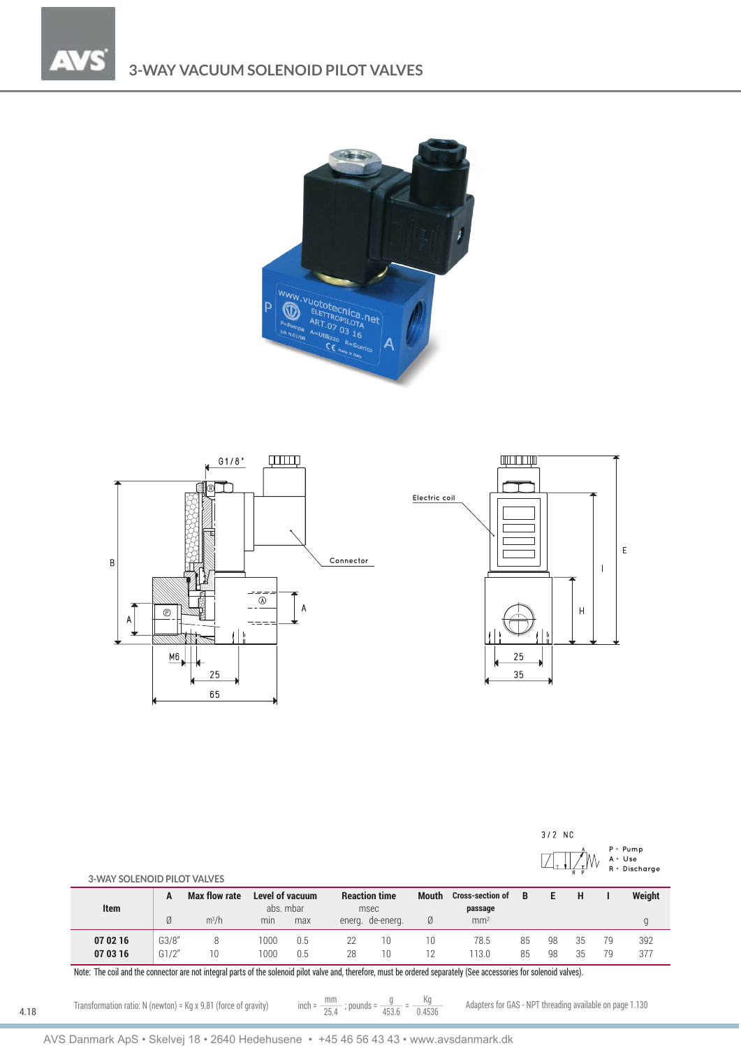# 3-WAY VACUUM SOLENOID PILOT VALVES

G1/8"

Connector

Electric coil

B

A

M6

25

65

E

I

H

25

35

3/2 NC

P - Pump
A - Use
R - Discharge

3-WAY SOLENOID PILOT VALVES

| Item | A | Max flow rate | Level of vacuum | | Reaction time | | Mouth | Cross-section of passage | B | E | H | I | Weight |
|---|---|---|---|---|---|---|---|---|---|---|---|---|---|
| | | | abs. mbar | | msec | | | | | | | | |
| | Ø | m³/h | min | max | energ. | de-energ. | Ø | mm² | | | | | g |
| **07 02 16** | G3/8" | 8 | 1000 | 0.5 | 22 | 10 | 10 | 78.5 | 85 | 98 | 35 | 79 | 392 |
| **07 03 16** | G1/2" | 10 | 1000 | 0.5 | 28 | 10 | 12 | 113.0 | 85 | 98 | 35 | 79 | 377 |

Note: The coil and the connector are not integral parts of the solenoid pilot valve and, therefore, must be ordered separately (See accessories for solenoid valves).

Transformation ratio: N (newton) = Kg x 9.81 (force of gravity)    inch = $\frac{mm}{25.4}$ ; pounds = $\frac{g}{453.6}$ = $\frac{Kg}{0.4536}$    Adapters for GAS - NPT threading available on page 1.130

AVS Danmark ApS • Skelvej 18 • 2640 Hedehusene • +45 46 56 43 43 • www.avsdanmark.dk